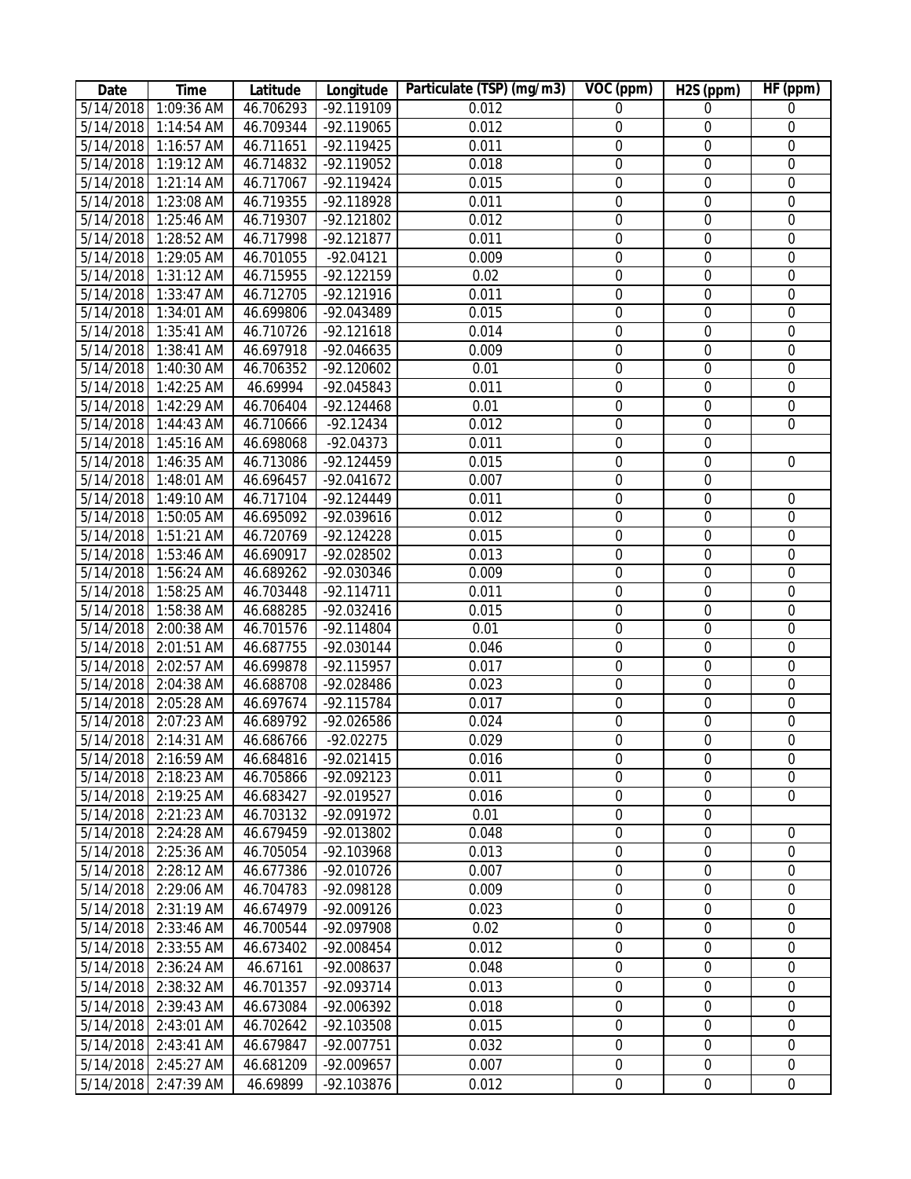| Date | Time | Latitude | Longitude | Particulate (TSP) (mg/m3) | VOC (ppm) | H2S (ppm) | HF (ppm) |
|---|---|---|---|---|---|---|---|
| 5/14/2018 | 1:09:36 AM | 46.706293 | -92.119109 | 0.012 | 0 | 0 | 0 |
| 5/14/2018 | 1:14:54 AM | 46.709344 | -92.119065 | 0.012 | 0 | 0 | 0 |
| 5/14/2018 | 1:16:57 AM | 46.711651 | -92.119425 | 0.011 | 0 | 0 | 0 |
| 5/14/2018 | 1:19:12 AM | 46.714832 | -92.119052 | 0.018 | 0 | 0 | 0 |
| 5/14/2018 | 1:21:14 AM | 46.717067 | -92.119424 | 0.015 | 0 | 0 | 0 |
| 5/14/2018 | 1:23:08 AM | 46.719355 | -92.118928 | 0.011 | 0 | 0 | 0 |
| 5/14/2018 | 1:25:46 AM | 46.719307 | -92.121802 | 0.012 | 0 | 0 | 0 |
| 5/14/2018 | 1:28:52 AM | 46.717998 | -92.121877 | 0.011 | 0 | 0 | 0 |
| 5/14/2018 | 1:29:05 AM | 46.701055 | -92.04121 | 0.009 | 0 | 0 | 0 |
| 5/14/2018 | 1:31:12 AM | 46.715955 | -92.122159 | 0.02 | 0 | 0 | 0 |
| 5/14/2018 | 1:33:47 AM | 46.712705 | -92.121916 | 0.011 | 0 | 0 | 0 |
| 5/14/2018 | 1:34:01 AM | 46.699806 | -92.043489 | 0.015 | 0 | 0 | 0 |
| 5/14/2018 | 1:35:41 AM | 46.710726 | -92.121618 | 0.014 | 0 | 0 | 0 |
| 5/14/2018 | 1:38:41 AM | 46.697918 | -92.046635 | 0.009 | 0 | 0 | 0 |
| 5/14/2018 | 1:40:30 AM | 46.706352 | -92.120602 | 0.01 | 0 | 0 | 0 |
| 5/14/2018 | 1:42:25 AM | 46.69994 | -92.045843 | 0.011 | 0 | 0 | 0 |
| 5/14/2018 | 1:42:29 AM | 46.706404 | -92.124468 | 0.01 | 0 | 0 | 0 |
| 5/14/2018 | 1:44:43 AM | 46.710666 | -92.12434 | 0.012 | 0 | 0 | 0 |
| 5/14/2018 | 1:45:16 AM | 46.698068 | -92.04373 | 0.011 | 0 | 0 | |
| 5/14/2018 | 1:46:35 AM | 46.713086 | -92.124459 | 0.015 | 0 | 0 | 0 |
| 5/14/2018 | 1:48:01 AM | 46.696457 | -92.041672 | 0.007 | 0 | 0 | |
| 5/14/2018 | 1:49:10 AM | 46.717104 | -92.124449 | 0.011 | 0 | 0 | 0 |
| 5/14/2018 | 1:50:05 AM | 46.695092 | -92.039616 | 0.012 | 0 | 0 | 0 |
| 5/14/2018 | 1:51:21 AM | 46.720769 | -92.124228 | 0.015 | 0 | 0 | 0 |
| 5/14/2018 | 1:53:46 AM | 46.690917 | -92.028502 | 0.013 | 0 | 0 | 0 |
| 5/14/2018 | 1:56:24 AM | 46.689262 | -92.030346 | 0.009 | 0 | 0 | 0 |
| 5/14/2018 | 1:58:25 AM | 46.703448 | -92.114711 | 0.011 | 0 | 0 | 0 |
| 5/14/2018 | 1:58:38 AM | 46.688285 | -92.032416 | 0.015 | 0 | 0 | 0 |
| 5/14/2018 | 2:00:38 AM | 46.701576 | -92.114804 | 0.01 | 0 | 0 | 0 |
| 5/14/2018 | 2:01:51 AM | 46.687755 | -92.030144 | 0.046 | 0 | 0 | 0 |
| 5/14/2018 | 2:02:57 AM | 46.699878 | -92.115957 | 0.017 | 0 | 0 | 0 |
| 5/14/2018 | 2:04:38 AM | 46.688708 | -92.028486 | 0.023 | 0 | 0 | 0 |
| 5/14/2018 | 2:05:28 AM | 46.697674 | -92.115784 | 0.017 | 0 | 0 | 0 |
| 5/14/2018 | 2:07:23 AM | 46.689792 | -92.026586 | 0.024 | 0 | 0 | 0 |
| 5/14/2018 | 2:14:31 AM | 46.686766 | -92.02275 | 0.029 | 0 | 0 | 0 |
| 5/14/2018 | 2:16:59 AM | 46.684816 | -92.021415 | 0.016 | 0 | 0 | 0 |
| 5/14/2018 | 2:18:23 AM | 46.705866 | -92.092123 | 0.011 | 0 | 0 | 0 |
| 5/14/2018 | 2:19:25 AM | 46.683427 | -92.019527 | 0.016 | 0 | 0 | 0 |
| 5/14/2018 | 2:21:23 AM | 46.703132 | -92.091972 | 0.01 | 0 | 0 | |
| 5/14/2018 | 2:24:28 AM | 46.679459 | -92.013802 | 0.048 | 0 | 0 | 0 |
| 5/14/2018 | 2:25:36 AM | 46.705054 | -92.103968 | 0.013 | 0 | 0 | 0 |
| 5/14/2018 | 2:28:12 AM | 46.677386 | -92.010726 | 0.007 | 0 | 0 | 0 |
| 5/14/2018 | 2:29:06 AM | 46.704783 | -92.098128 | 0.009 | 0 | 0 | 0 |
| 5/14/2018 | 2:31:19 AM | 46.674979 | -92.009126 | 0.023 | 0 | 0 | 0 |
| 5/14/2018 | 2:33:46 AM | 46.700544 | -92.097908 | 0.02 | 0 | 0 | 0 |
| 5/14/2018 | 2:33:55 AM | 46.673402 | -92.008454 | 0.012 | 0 | 0 | 0 |
| 5/14/2018 | 2:36:24 AM | 46.67161 | -92.008637 | 0.048 | 0 | 0 | 0 |
| 5/14/2018 | 2:38:32 AM | 46.701357 | -92.093714 | 0.013 | 0 | 0 | 0 |
| 5/14/2018 | 2:39:43 AM | 46.673084 | -92.006392 | 0.018 | 0 | 0 | 0 |
| 5/14/2018 | 2:43:01 AM | 46.702642 | -92.103508 | 0.015 | 0 | 0 | 0 |
| 5/14/2018 | 2:43:41 AM | 46.679847 | -92.007751 | 0.032 | 0 | 0 | 0 |
| 5/14/2018 | 2:45:27 AM | 46.681209 | -92.009657 | 0.007 | 0 | 0 | 0 |
| 5/14/2018 | 2:47:39 AM | 46.69899 | -92.103876 | 0.012 | 0 | 0 | 0 |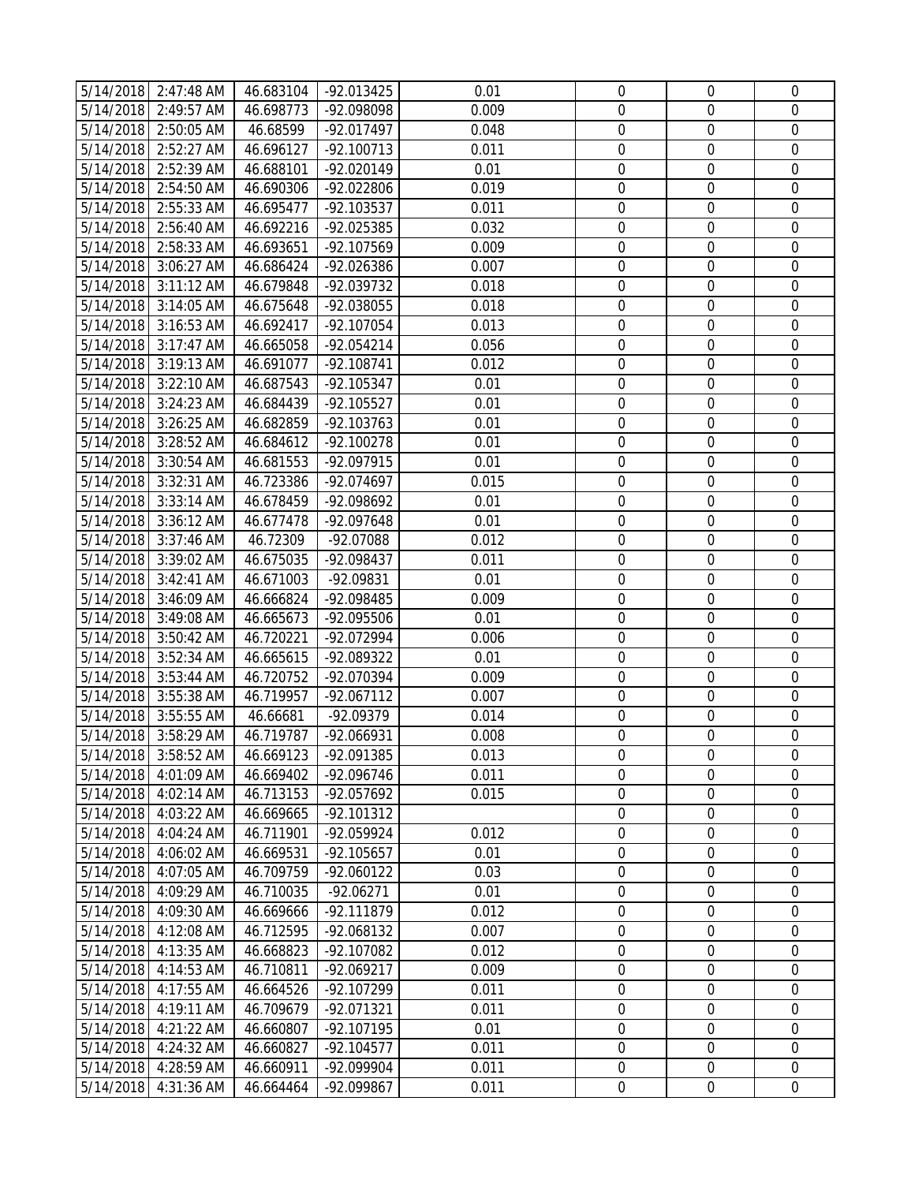| | | | | | | | |
|---|---|---|---|---|---|---|---|
| 5/14/2018 | 2:47:48 AM | 46.683104 | -92.013425 | 0.01 | 0 | 0 | 0 |
| 5/14/2018 | 2:49:57 AM | 46.698773 | -92.098098 | 0.009 | 0 | 0 | 0 |
| 5/14/2018 | 2:50:05 AM | 46.68599 | -92.017497 | 0.048 | 0 | 0 | 0 |
| 5/14/2018 | 2:52:27 AM | 46.696127 | -92.100713 | 0.011 | 0 | 0 | 0 |
| 5/14/2018 | 2:52:39 AM | 46.688101 | -92.020149 | 0.01 | 0 | 0 | 0 |
| 5/14/2018 | 2:54:50 AM | 46.690306 | -92.022806 | 0.019 | 0 | 0 | 0 |
| 5/14/2018 | 2:55:33 AM | 46.695477 | -92.103537 | 0.011 | 0 | 0 | 0 |
| 5/14/2018 | 2:56:40 AM | 46.692216 | -92.025385 | 0.032 | 0 | 0 | 0 |
| 5/14/2018 | 2:58:33 AM | 46.693651 | -92.107569 | 0.009 | 0 | 0 | 0 |
| 5/14/2018 | 3:06:27 AM | 46.686424 | -92.026386 | 0.007 | 0 | 0 | 0 |
| 5/14/2018 | 3:11:12 AM | 46.679848 | -92.039732 | 0.018 | 0 | 0 | 0 |
| 5/14/2018 | 3:14:05 AM | 46.675648 | -92.038055 | 0.018 | 0 | 0 | 0 |
| 5/14/2018 | 3:16:53 AM | 46.692417 | -92.107054 | 0.013 | 0 | 0 | 0 |
| 5/14/2018 | 3:17:47 AM | 46.665058 | -92.054214 | 0.056 | 0 | 0 | 0 |
| 5/14/2018 | 3:19:13 AM | 46.691077 | -92.108741 | 0.012 | 0 | 0 | 0 |
| 5/14/2018 | 3:22:10 AM | 46.687543 | -92.105347 | 0.01 | 0 | 0 | 0 |
| 5/14/2018 | 3:24:23 AM | 46.684439 | -92.105527 | 0.01 | 0 | 0 | 0 |
| 5/14/2018 | 3:26:25 AM | 46.682859 | -92.103763 | 0.01 | 0 | 0 | 0 |
| 5/14/2018 | 3:28:52 AM | 46.684612 | -92.100278 | 0.01 | 0 | 0 | 0 |
| 5/14/2018 | 3:30:54 AM | 46.681553 | -92.097915 | 0.01 | 0 | 0 | 0 |
| 5/14/2018 | 3:32:31 AM | 46.723386 | -92.074697 | 0.015 | 0 | 0 | 0 |
| 5/14/2018 | 3:33:14 AM | 46.678459 | -92.098692 | 0.01 | 0 | 0 | 0 |
| 5/14/2018 | 3:36:12 AM | 46.677478 | -92.097648 | 0.01 | 0 | 0 | 0 |
| 5/14/2018 | 3:37:46 AM | 46.72309 | -92.07088 | 0.012 | 0 | 0 | 0 |
| 5/14/2018 | 3:39:02 AM | 46.675035 | -92.098437 | 0.011 | 0 | 0 | 0 |
| 5/14/2018 | 3:42:41 AM | 46.671003 | -92.09831 | 0.01 | 0 | 0 | 0 |
| 5/14/2018 | 3:46:09 AM | 46.666824 | -92.098485 | 0.009 | 0 | 0 | 0 |
| 5/14/2018 | 3:49:08 AM | 46.665673 | -92.095506 | 0.01 | 0 | 0 | 0 |
| 5/14/2018 | 3:50:42 AM | 46.720221 | -92.072994 | 0.006 | 0 | 0 | 0 |
| 5/14/2018 | 3:52:34 AM | 46.665615 | -92.089322 | 0.01 | 0 | 0 | 0 |
| 5/14/2018 | 3:53:44 AM | 46.720752 | -92.070394 | 0.009 | 0 | 0 | 0 |
| 5/14/2018 | 3:55:38 AM | 46.719957 | -92.067112 | 0.007 | 0 | 0 | 0 |
| 5/14/2018 | 3:55:55 AM | 46.66681 | -92.09379 | 0.014 | 0 | 0 | 0 |
| 5/14/2018 | 3:58:29 AM | 46.719787 | -92.066931 | 0.008 | 0 | 0 | 0 |
| 5/14/2018 | 3:58:52 AM | 46.669123 | -92.091385 | 0.013 | 0 | 0 | 0 |
| 5/14/2018 | 4:01:09 AM | 46.669402 | -92.096746 | 0.011 | 0 | 0 | 0 |
| 5/14/2018 | 4:02:14 AM | 46.713153 | -92.057692 | 0.015 | 0 | 0 | 0 |
| 5/14/2018 | 4:03:22 AM | 46.669665 | -92.101312 | | 0 | 0 | 0 |
| 5/14/2018 | 4:04:24 AM | 46.711901 | -92.059924 | 0.012 | 0 | 0 | 0 |
| 5/14/2018 | 4:06:02 AM | 46.669531 | -92.105657 | 0.01 | 0 | 0 | 0 |
| 5/14/2018 | 4:07:05 AM | 46.709759 | -92.060122 | 0.03 | 0 | 0 | 0 |
| 5/14/2018 | 4:09:29 AM | 46.710035 | -92.06271 | 0.01 | 0 | 0 | 0 |
| 5/14/2018 | 4:09:30 AM | 46.669666 | -92.111879 | 0.012 | 0 | 0 | 0 |
| 5/14/2018 | 4:12:08 AM | 46.712595 | -92.068132 | 0.007 | 0 | 0 | 0 |
| 5/14/2018 | 4:13:35 AM | 46.668823 | -92.107082 | 0.012 | 0 | 0 | 0 |
| 5/14/2018 | 4:14:53 AM | 46.710811 | -92.069217 | 0.009 | 0 | 0 | 0 |
| 5/14/2018 | 4:17:55 AM | 46.664526 | -92.107299 | 0.011 | 0 | 0 | 0 |
| 5/14/2018 | 4:19:11 AM | 46.709679 | -92.071321 | 0.011 | 0 | 0 | 0 |
| 5/14/2018 | 4:21:22 AM | 46.660807 | -92.107195 | 0.01 | 0 | 0 | 0 |
| 5/14/2018 | 4:24:32 AM | 46.660827 | -92.104577 | 0.011 | 0 | 0 | 0 |
| 5/14/2018 | 4:28:59 AM | 46.660911 | -92.099904 | 0.011 | 0 | 0 | 0 |
| 5/14/2018 | 4:31:36 AM | 46.664464 | -92.099867 | 0.011 | 0 | 0 | 0 |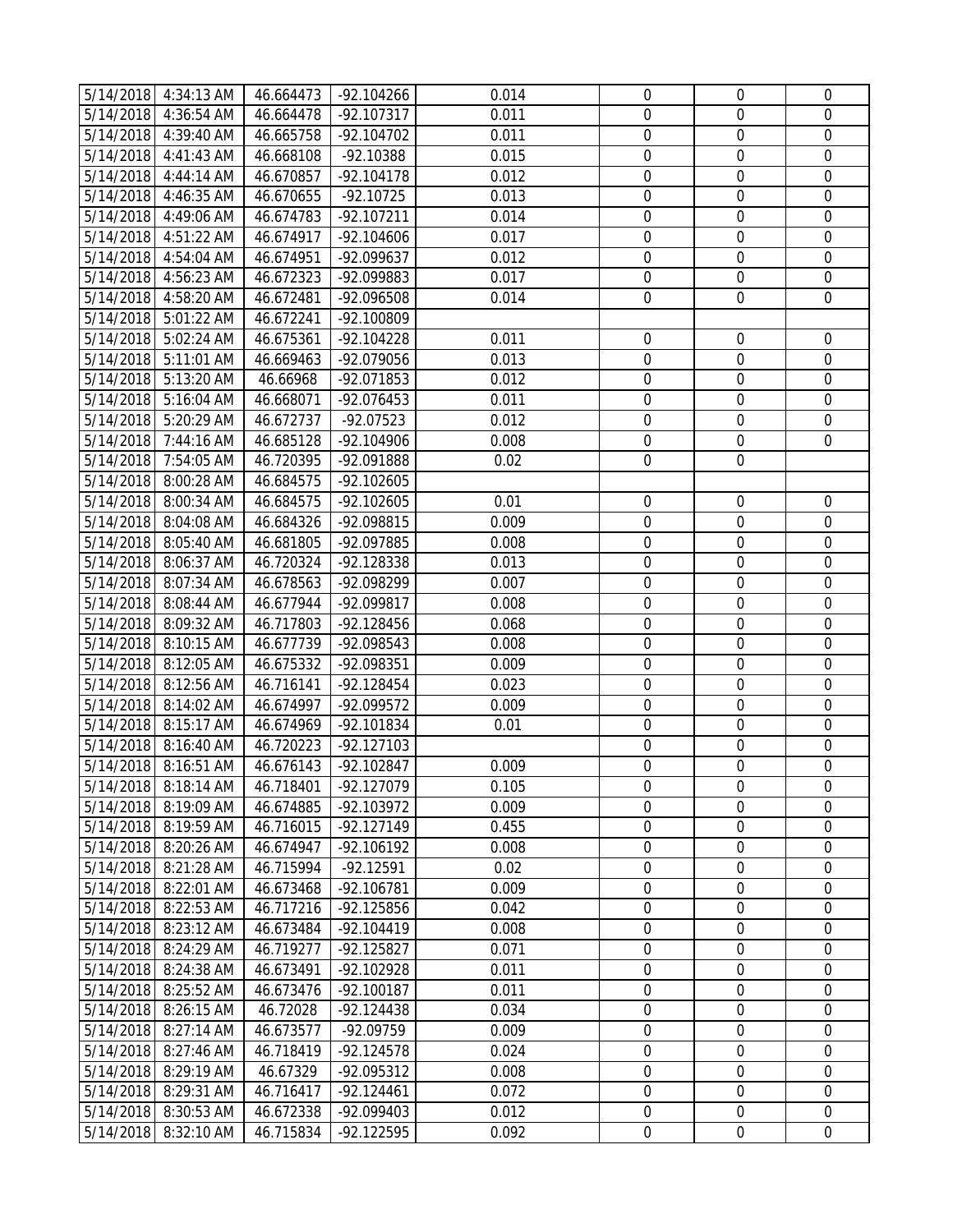| | | | | | | | |
|---|---|---|---|---|---|---|---|
| 5/14/2018 | 4:34:13 AM | 46.664473 | -92.104266 | 0.014 | 0 | 0 | 0 |
| 5/14/2018 | 4:36:54 AM | 46.664478 | -92.107317 | 0.011 | 0 | 0 | 0 |
| 5/14/2018 | 4:39:40 AM | 46.665758 | -92.104702 | 0.011 | 0 | 0 | 0 |
| 5/14/2018 | 4:41:43 AM | 46.668108 | -92.10388 | 0.015 | 0 | 0 | 0 |
| 5/14/2018 | 4:44:14 AM | 46.670857 | -92.104178 | 0.012 | 0 | 0 | 0 |
| 5/14/2018 | 4:46:35 AM | 46.670655 | -92.10725 | 0.013 | 0 | 0 | 0 |
| 5/14/2018 | 4:49:06 AM | 46.674783 | -92.107211 | 0.014 | 0 | 0 | 0 |
| 5/14/2018 | 4:51:22 AM | 46.674917 | -92.104606 | 0.017 | 0 | 0 | 0 |
| 5/14/2018 | 4:54:04 AM | 46.674951 | -92.099637 | 0.012 | 0 | 0 | 0 |
| 5/14/2018 | 4:56:23 AM | 46.672323 | -92.099883 | 0.017 | 0 | 0 | 0 |
| 5/14/2018 | 4:58:20 AM | 46.672481 | -92.096508 | 0.014 | 0 | 0 | 0 |
| 5/14/2018 | 5:01:22 AM | 46.672241 | -92.100809 | | | | |
| 5/14/2018 | 5:02:24 AM | 46.675361 | -92.104228 | 0.011 | 0 | 0 | 0 |
| 5/14/2018 | 5:11:01 AM | 46.669463 | -92.079056 | 0.013 | 0 | 0 | 0 |
| 5/14/2018 | 5:13:20 AM | 46.66968 | -92.071853 | 0.012 | 0 | 0 | 0 |
| 5/14/2018 | 5:16:04 AM | 46.668071 | -92.076453 | 0.011 | 0 | 0 | 0 |
| 5/14/2018 | 5:20:29 AM | 46.672737 | -92.07523 | 0.012 | 0 | 0 | 0 |
| 5/14/2018 | 7:44:16 AM | 46.685128 | -92.104906 | 0.008 | 0 | 0 | 0 |
| 5/14/2018 | 7:54:05 AM | 46.720395 | -92.091888 | 0.02 | 0 | 0 | |
| 5/14/2018 | 8:00:28 AM | 46.684575 | -92.102605 | | | | |
| 5/14/2018 | 8:00:34 AM | 46.684575 | -92.102605 | 0.01 | 0 | 0 | 0 |
| 5/14/2018 | 8:04:08 AM | 46.684326 | -92.098815 | 0.009 | 0 | 0 | 0 |
| 5/14/2018 | 8:05:40 AM | 46.681805 | -92.097885 | 0.008 | 0 | 0 | 0 |
| 5/14/2018 | 8:06:37 AM | 46.720324 | -92.128338 | 0.013 | 0 | 0 | 0 |
| 5/14/2018 | 8:07:34 AM | 46.678563 | -92.098299 | 0.007 | 0 | 0 | 0 |
| 5/14/2018 | 8:08:44 AM | 46.677944 | -92.099817 | 0.008 | 0 | 0 | 0 |
| 5/14/2018 | 8:09:32 AM | 46.717803 | -92.128456 | 0.068 | 0 | 0 | 0 |
| 5/14/2018 | 8:10:15 AM | 46.677739 | -92.098543 | 0.008 | 0 | 0 | 0 |
| 5/14/2018 | 8:12:05 AM | 46.675332 | -92.098351 | 0.009 | 0 | 0 | 0 |
| 5/14/2018 | 8:12:56 AM | 46.716141 | -92.128454 | 0.023 | 0 | 0 | 0 |
| 5/14/2018 | 8:14:02 AM | 46.674997 | -92.099572 | 0.009 | 0 | 0 | 0 |
| 5/14/2018 | 8:15:17 AM | 46.674969 | -92.101834 | 0.01 | 0 | 0 | 0 |
| 5/14/2018 | 8:16:40 AM | 46.720223 | -92.127103 | | 0 | 0 | 0 |
| 5/14/2018 | 8:16:51 AM | 46.676143 | -92.102847 | 0.009 | 0 | 0 | 0 |
| 5/14/2018 | 8:18:14 AM | 46.718401 | -92.127079 | 0.105 | 0 | 0 | 0 |
| 5/14/2018 | 8:19:09 AM | 46.674885 | -92.103972 | 0.009 | 0 | 0 | 0 |
| 5/14/2018 | 8:19:59 AM | 46.716015 | -92.127149 | 0.455 | 0 | 0 | 0 |
| 5/14/2018 | 8:20:26 AM | 46.674947 | -92.106192 | 0.008 | 0 | 0 | 0 |
| 5/14/2018 | 8:21:28 AM | 46.715994 | -92.12591 | 0.02 | 0 | 0 | 0 |
| 5/14/2018 | 8:22:01 AM | 46.673468 | -92.106781 | 0.009 | 0 | 0 | 0 |
| 5/14/2018 | 8:22:53 AM | 46.717216 | -92.125856 | 0.042 | 0 | 0 | 0 |
| 5/14/2018 | 8:23:12 AM | 46.673484 | -92.104419 | 0.008 | 0 | 0 | 0 |
| 5/14/2018 | 8:24:29 AM | 46.719277 | -92.125827 | 0.071 | 0 | 0 | 0 |
| 5/14/2018 | 8:24:38 AM | 46.673491 | -92.102928 | 0.011 | 0 | 0 | 0 |
| 5/14/2018 | 8:25:52 AM | 46.673476 | -92.100187 | 0.011 | 0 | 0 | 0 |
| 5/14/2018 | 8:26:15 AM | 46.72028 | -92.124438 | 0.034 | 0 | 0 | 0 |
| 5/14/2018 | 8:27:14 AM | 46.673577 | -92.09759 | 0.009 | 0 | 0 | 0 |
| 5/14/2018 | 8:27:46 AM | 46.718419 | -92.124578 | 0.024 | 0 | 0 | 0 |
| 5/14/2018 | 8:29:19 AM | 46.67329 | -92.095312 | 0.008 | 0 | 0 | 0 |
| 5/14/2018 | 8:29:31 AM | 46.716417 | -92.124461 | 0.072 | 0 | 0 | 0 |
| 5/14/2018 | 8:30:53 AM | 46.672338 | -92.099403 | 0.012 | 0 | 0 | 0 |
| 5/14/2018 | 8:32:10 AM | 46.715834 | -92.122595 | 0.092 | 0 | 0 | 0 |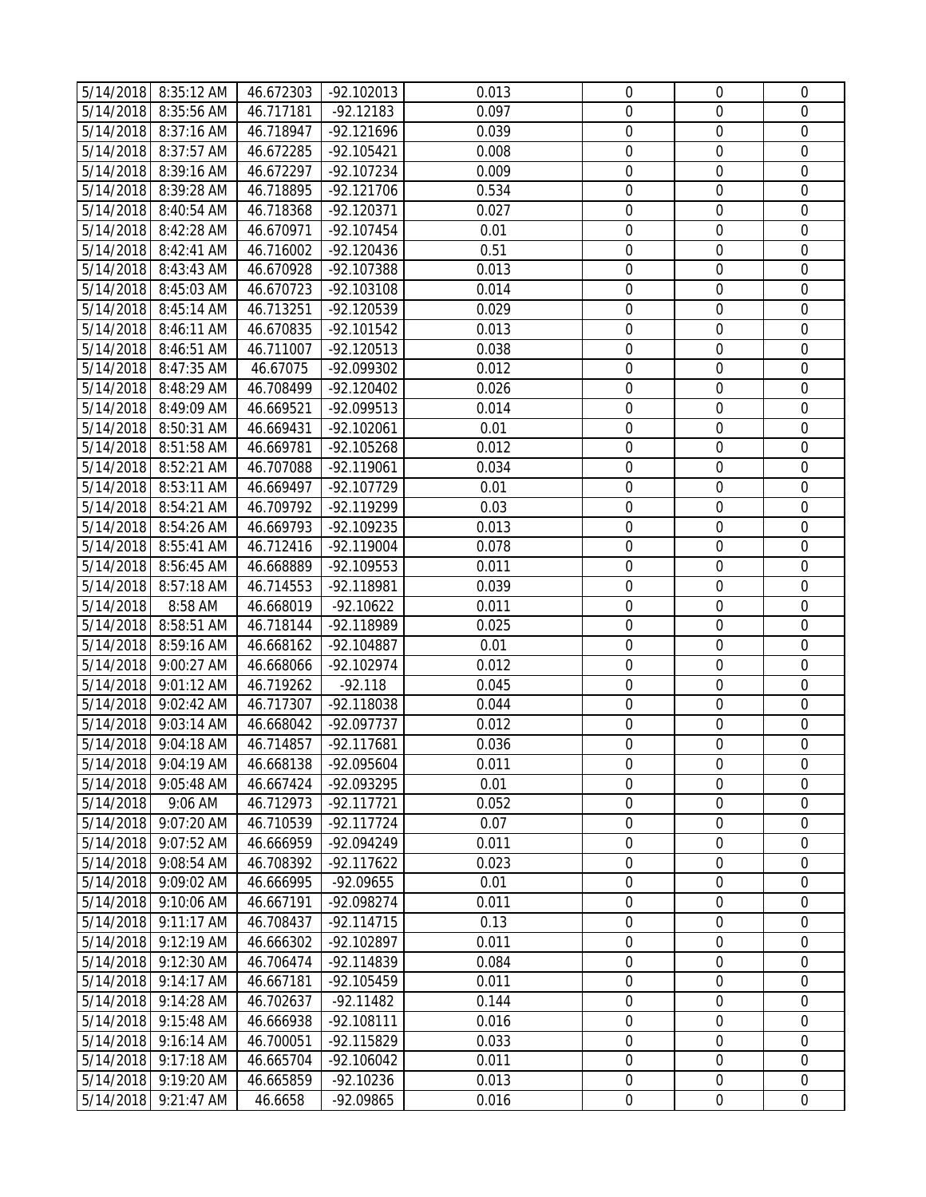| | | | | | | | |
|---|---|---|---|---|---|---|---|
| 5/14/2018 | 8:35:12 AM | 46.672303 | -92.102013 | 0.013 | 0 | 0 | 0 |
| 5/14/2018 | 8:35:56 AM | 46.717181 | -92.12183 | 0.097 | 0 | 0 | 0 |
| 5/14/2018 | 8:37:16 AM | 46.718947 | -92.121696 | 0.039 | 0 | 0 | 0 |
| 5/14/2018 | 8:37:57 AM | 46.672285 | -92.105421 | 0.008 | 0 | 0 | 0 |
| 5/14/2018 | 8:39:16 AM | 46.672297 | -92.107234 | 0.009 | 0 | 0 | 0 |
| 5/14/2018 | 8:39:28 AM | 46.718895 | -92.121706 | 0.534 | 0 | 0 | 0 |
| 5/14/2018 | 8:40:54 AM | 46.718368 | -92.120371 | 0.027 | 0 | 0 | 0 |
| 5/14/2018 | 8:42:28 AM | 46.670971 | -92.107454 | 0.01 | 0 | 0 | 0 |
| 5/14/2018 | 8:42:41 AM | 46.716002 | -92.120436 | 0.51 | 0 | 0 | 0 |
| 5/14/2018 | 8:43:43 AM | 46.670928 | -92.107388 | 0.013 | 0 | 0 | 0 |
| 5/14/2018 | 8:45:03 AM | 46.670723 | -92.103108 | 0.014 | 0 | 0 | 0 |
| 5/14/2018 | 8:45:14 AM | 46.713251 | -92.120539 | 0.029 | 0 | 0 | 0 |
| 5/14/2018 | 8:46:11 AM | 46.670835 | -92.101542 | 0.013 | 0 | 0 | 0 |
| 5/14/2018 | 8:46:51 AM | 46.711007 | -92.120513 | 0.038 | 0 | 0 | 0 |
| 5/14/2018 | 8:47:35 AM | 46.67075 | -92.099302 | 0.012 | 0 | 0 | 0 |
| 5/14/2018 | 8:48:29 AM | 46.708499 | -92.120402 | 0.026 | 0 | 0 | 0 |
| 5/14/2018 | 8:49:09 AM | 46.669521 | -92.099513 | 0.014 | 0 | 0 | 0 |
| 5/14/2018 | 8:50:31 AM | 46.669431 | -92.102061 | 0.01 | 0 | 0 | 0 |
| 5/14/2018 | 8:51:58 AM | 46.669781 | -92.105268 | 0.012 | 0 | 0 | 0 |
| 5/14/2018 | 8:52:21 AM | 46.707088 | -92.119061 | 0.034 | 0 | 0 | 0 |
| 5/14/2018 | 8:53:11 AM | 46.669497 | -92.107729 | 0.01 | 0 | 0 | 0 |
| 5/14/2018 | 8:54:21 AM | 46.709792 | -92.119299 | 0.03 | 0 | 0 | 0 |
| 5/14/2018 | 8:54:26 AM | 46.669793 | -92.109235 | 0.013 | 0 | 0 | 0 |
| 5/14/2018 | 8:55:41 AM | 46.712416 | -92.119004 | 0.078 | 0 | 0 | 0 |
| 5/14/2018 | 8:56:45 AM | 46.668889 | -92.109553 | 0.011 | 0 | 0 | 0 |
| 5/14/2018 | 8:57:18 AM | 46.714553 | -92.118981 | 0.039 | 0 | 0 | 0 |
| 5/14/2018 | 8:58 AM | 46.668019 | -92.10622 | 0.011 | 0 | 0 | 0 |
| 5/14/2018 | 8:58:51 AM | 46.718144 | -92.118989 | 0.025 | 0 | 0 | 0 |
| 5/14/2018 | 8:59:16 AM | 46.668162 | -92.104887 | 0.01 | 0 | 0 | 0 |
| 5/14/2018 | 9:00:27 AM | 46.668066 | -92.102974 | 0.012 | 0 | 0 | 0 |
| 5/14/2018 | 9:01:12 AM | 46.719262 | -92.118 | 0.045 | 0 | 0 | 0 |
| 5/14/2018 | 9:02:42 AM | 46.717307 | -92.118038 | 0.044 | 0 | 0 | 0 |
| 5/14/2018 | 9:03:14 AM | 46.668042 | -92.097737 | 0.012 | 0 | 0 | 0 |
| 5/14/2018 | 9:04:18 AM | 46.714857 | -92.117681 | 0.036 | 0 | 0 | 0 |
| 5/14/2018 | 9:04:19 AM | 46.668138 | -92.095604 | 0.011 | 0 | 0 | 0 |
| 5/14/2018 | 9:05:48 AM | 46.667424 | -92.093295 | 0.01 | 0 | 0 | 0 |
| 5/14/2018 | 9:06 AM | 46.712973 | -92.117721 | 0.052 | 0 | 0 | 0 |
| 5/14/2018 | 9:07:20 AM | 46.710539 | -92.117724 | 0.07 | 0 | 0 | 0 |
| 5/14/2018 | 9:07:52 AM | 46.666959 | -92.094249 | 0.011 | 0 | 0 | 0 |
| 5/14/2018 | 9:08:54 AM | 46.708392 | -92.117622 | 0.023 | 0 | 0 | 0 |
| 5/14/2018 | 9:09:02 AM | 46.666995 | -92.09655 | 0.01 | 0 | 0 | 0 |
| 5/14/2018 | 9:10:06 AM | 46.667191 | -92.098274 | 0.011 | 0 | 0 | 0 |
| 5/14/2018 | 9:11:17 AM | 46.708437 | -92.114715 | 0.13 | 0 | 0 | 0 |
| 5/14/2018 | 9:12:19 AM | 46.666302 | -92.102897 | 0.011 | 0 | 0 | 0 |
| 5/14/2018 | 9:12:30 AM | 46.706474 | -92.114839 | 0.084 | 0 | 0 | 0 |
| 5/14/2018 | 9:14:17 AM | 46.667181 | -92.105459 | 0.011 | 0 | 0 | 0 |
| 5/14/2018 | 9:14:28 AM | 46.702637 | -92.11482 | 0.144 | 0 | 0 | 0 |
| 5/14/2018 | 9:15:48 AM | 46.666938 | -92.108111 | 0.016 | 0 | 0 | 0 |
| 5/14/2018 | 9:16:14 AM | 46.700051 | -92.115829 | 0.033 | 0 | 0 | 0 |
| 5/14/2018 | 9:17:18 AM | 46.665704 | -92.106042 | 0.011 | 0 | 0 | 0 |
| 5/14/2018 | 9:19:20 AM | 46.665859 | -92.10236 | 0.013 | 0 | 0 | 0 |
| 5/14/2018 | 9:21:47 AM | 46.6658 | -92.09865 | 0.016 | 0 | 0 | 0 |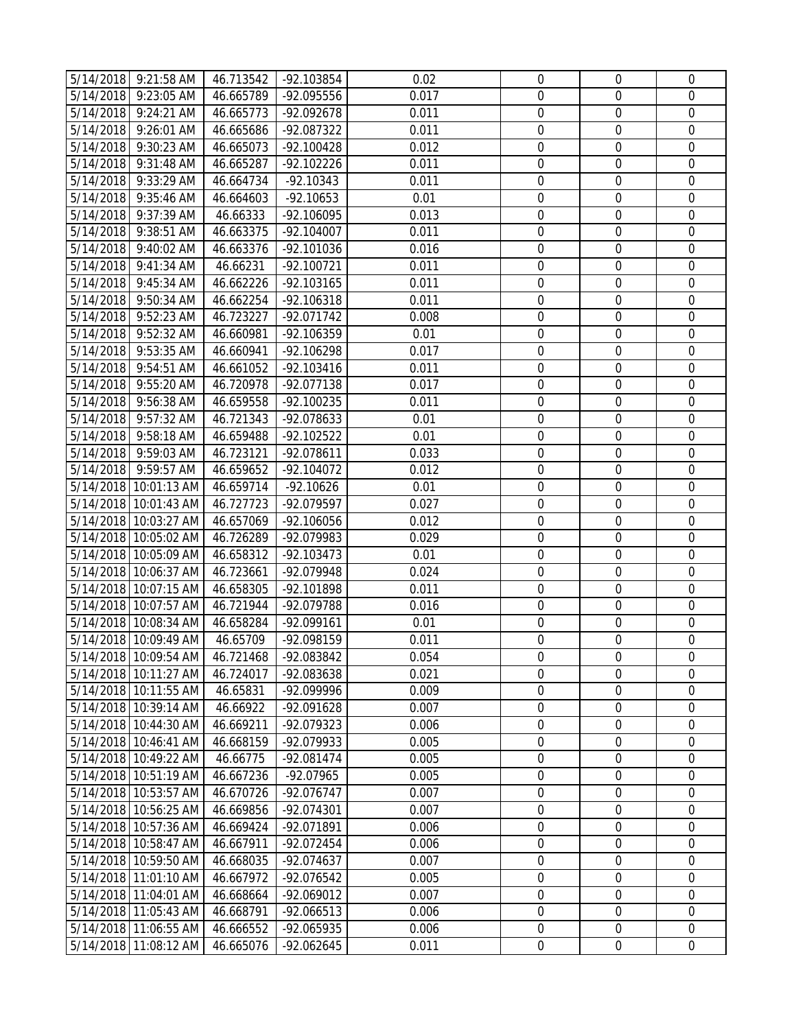| | | | | | | | |
|---|---|---|---|---|---|---|---|
| 5/14/2018 | 9:21:58 AM | 46.713542 | -92.103854 | 0.02 | 0 | 0 | 0 |
| 5/14/2018 | 9:23:05 AM | 46.665789 | -92.095556 | 0.017 | 0 | 0 | 0 |
| 5/14/2018 | 9:24:21 AM | 46.665773 | -92.092678 | 0.011 | 0 | 0 | 0 |
| 5/14/2018 | 9:26:01 AM | 46.665686 | -92.087322 | 0.011 | 0 | 0 | 0 |
| 5/14/2018 | 9:30:23 AM | 46.665073 | -92.100428 | 0.012 | 0 | 0 | 0 |
| 5/14/2018 | 9:31:48 AM | 46.665287 | -92.102226 | 0.011 | 0 | 0 | 0 |
| 5/14/2018 | 9:33:29 AM | 46.664734 | -92.10343 | 0.011 | 0 | 0 | 0 |
| 5/14/2018 | 9:35:46 AM | 46.664603 | -92.10653 | 0.01 | 0 | 0 | 0 |
| 5/14/2018 | 9:37:39 AM | 46.66333 | -92.106095 | 0.013 | 0 | 0 | 0 |
| 5/14/2018 | 9:38:51 AM | 46.663375 | -92.104007 | 0.011 | 0 | 0 | 0 |
| 5/14/2018 | 9:40:02 AM | 46.663376 | -92.101036 | 0.016 | 0 | 0 | 0 |
| 5/14/2018 | 9:41:34 AM | 46.66231 | -92.100721 | 0.011 | 0 | 0 | 0 |
| 5/14/2018 | 9:45:34 AM | 46.662226 | -92.103165 | 0.011 | 0 | 0 | 0 |
| 5/14/2018 | 9:50:34 AM | 46.662254 | -92.106318 | 0.011 | 0 | 0 | 0 |
| 5/14/2018 | 9:52:23 AM | 46.723227 | -92.071742 | 0.008 | 0 | 0 | 0 |
| 5/14/2018 | 9:52:32 AM | 46.660981 | -92.106359 | 0.01 | 0 | 0 | 0 |
| 5/14/2018 | 9:53:35 AM | 46.660941 | -92.106298 | 0.017 | 0 | 0 | 0 |
| 5/14/2018 | 9:54:51 AM | 46.661052 | -92.103416 | 0.011 | 0 | 0 | 0 |
| 5/14/2018 | 9:55:20 AM | 46.720978 | -92.077138 | 0.017 | 0 | 0 | 0 |
| 5/14/2018 | 9:56:38 AM | 46.659558 | -92.100235 | 0.011 | 0 | 0 | 0 |
| 5/14/2018 | 9:57:32 AM | 46.721343 | -92.078633 | 0.01 | 0 | 0 | 0 |
| 5/14/2018 | 9:58:18 AM | 46.659488 | -92.102522 | 0.01 | 0 | 0 | 0 |
| 5/14/2018 | 9:59:03 AM | 46.723121 | -92.078611 | 0.033 | 0 | 0 | 0 |
| 5/14/2018 | 9:59:57 AM | 46.659652 | -92.104072 | 0.012 | 0 | 0 | 0 |
| 5/14/2018 | 10:01:13 AM | 46.659714 | -92.10626 | 0.01 | 0 | 0 | 0 |
| 5/14/2018 | 10:01:43 AM | 46.727723 | -92.079597 | 0.027 | 0 | 0 | 0 |
| 5/14/2018 | 10:03:27 AM | 46.657069 | -92.106056 | 0.012 | 0 | 0 | 0 |
| 5/14/2018 | 10:05:02 AM | 46.726289 | -92.079983 | 0.029 | 0 | 0 | 0 |
| 5/14/2018 | 10:05:09 AM | 46.658312 | -92.103473 | 0.01 | 0 | 0 | 0 |
| 5/14/2018 | 10:06:37 AM | 46.723661 | -92.079948 | 0.024 | 0 | 0 | 0 |
| 5/14/2018 | 10:07:15 AM | 46.658305 | -92.101898 | 0.011 | 0 | 0 | 0 |
| 5/14/2018 | 10:07:57 AM | 46.721944 | -92.079788 | 0.016 | 0 | 0 | 0 |
| 5/14/2018 | 10:08:34 AM | 46.658284 | -92.099161 | 0.01 | 0 | 0 | 0 |
| 5/14/2018 | 10:09:49 AM | 46.65709 | -92.098159 | 0.011 | 0 | 0 | 0 |
| 5/14/2018 | 10:09:54 AM | 46.721468 | -92.083842 | 0.054 | 0 | 0 | 0 |
| 5/14/2018 | 10:11:27 AM | 46.724017 | -92.083638 | 0.021 | 0 | 0 | 0 |
| 5/14/2018 | 10:11:55 AM | 46.65831 | -92.099996 | 0.009 | 0 | 0 | 0 |
| 5/14/2018 | 10:39:14 AM | 46.66922 | -92.091628 | 0.007 | 0 | 0 | 0 |
| 5/14/2018 | 10:44:30 AM | 46.669211 | -92.079323 | 0.006 | 0 | 0 | 0 |
| 5/14/2018 | 10:46:41 AM | 46.668159 | -92.079933 | 0.005 | 0 | 0 | 0 |
| 5/14/2018 | 10:49:22 AM | 46.66775 | -92.081474 | 0.005 | 0 | 0 | 0 |
| 5/14/2018 | 10:51:19 AM | 46.667236 | -92.07965 | 0.005 | 0 | 0 | 0 |
| 5/14/2018 | 10:53:57 AM | 46.670726 | -92.076747 | 0.007 | 0 | 0 | 0 |
| 5/14/2018 | 10:56:25 AM | 46.669856 | -92.074301 | 0.007 | 0 | 0 | 0 |
| 5/14/2018 | 10:57:36 AM | 46.669424 | -92.071891 | 0.006 | 0 | 0 | 0 |
| 5/14/2018 | 10:58:47 AM | 46.667911 | -92.072454 | 0.006 | 0 | 0 | 0 |
| 5/14/2018 | 10:59:50 AM | 46.668035 | -92.074637 | 0.007 | 0 | 0 | 0 |
| 5/14/2018 | 11:01:10 AM | 46.667972 | -92.076542 | 0.005 | 0 | 0 | 0 |
| 5/14/2018 | 11:04:01 AM | 46.668664 | -92.069012 | 0.007 | 0 | 0 | 0 |
| 5/14/2018 | 11:05:43 AM | 46.668791 | -92.066513 | 0.006 | 0 | 0 | 0 |
| 5/14/2018 | 11:06:55 AM | 46.666552 | -92.065935 | 0.006 | 0 | 0 | 0 |
| 5/14/2018 | 11:08:12 AM | 46.665076 | -92.062645 | 0.011 | 0 | 0 | 0 |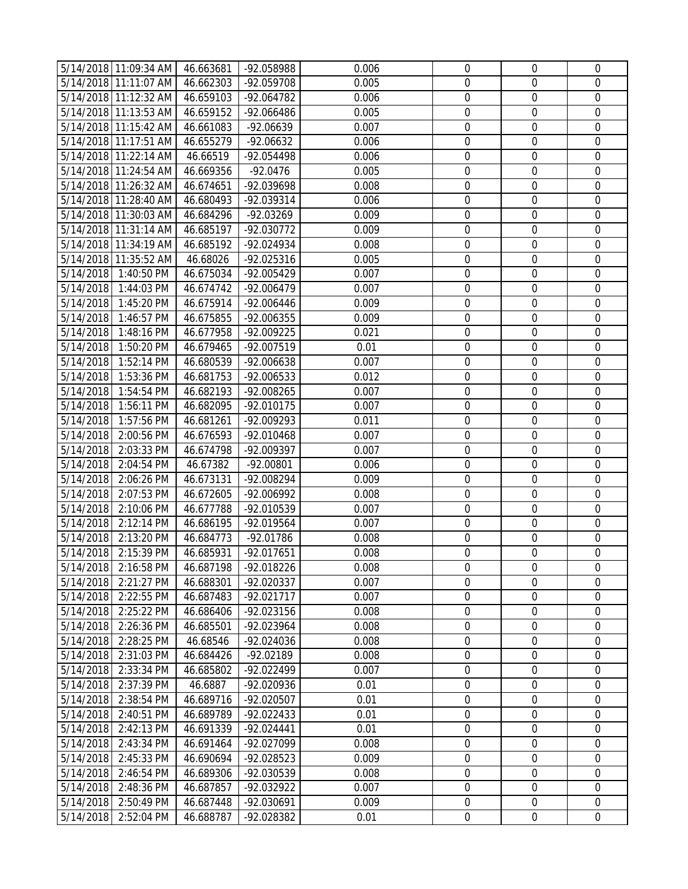| | | | | | | | |
|---|---|---|---|---|---|---|---|
| 5/14/2018 | 11:09:34 AM | 46.663681 | -92.058988 | 0.006 | 0 | 0 | 0 |
| 5/14/2018 | 11:11:07 AM | 46.662303 | -92.059708 | 0.005 | 0 | 0 | 0 |
| 5/14/2018 | 11:12:32 AM | 46.659103 | -92.064782 | 0.006 | 0 | 0 | 0 |
| 5/14/2018 | 11:13:53 AM | 46.659152 | -92.066486 | 0.005 | 0 | 0 | 0 |
| 5/14/2018 | 11:15:42 AM | 46.661083 | -92.06639 | 0.007 | 0 | 0 | 0 |
| 5/14/2018 | 11:17:51 AM | 46.655279 | -92.06632 | 0.006 | 0 | 0 | 0 |
| 5/14/2018 | 11:22:14 AM | 46.66519 | -92.054498 | 0.006 | 0 | 0 | 0 |
| 5/14/2018 | 11:24:54 AM | 46.669356 | -92.0476 | 0.005 | 0 | 0 | 0 |
| 5/14/2018 | 11:26:32 AM | 46.674651 | -92.039698 | 0.008 | 0 | 0 | 0 |
| 5/14/2018 | 11:28:40 AM | 46.680493 | -92.039314 | 0.006 | 0 | 0 | 0 |
| 5/14/2018 | 11:30:03 AM | 46.684296 | -92.03269 | 0.009 | 0 | 0 | 0 |
| 5/14/2018 | 11:31:14 AM | 46.685197 | -92.030772 | 0.009 | 0 | 0 | 0 |
| 5/14/2018 | 11:34:19 AM | 46.685192 | -92.024934 | 0.008 | 0 | 0 | 0 |
| 5/14/2018 | 11:35:52 AM | 46.68026 | -92.025316 | 0.005 | 0 | 0 | 0 |
| 5/14/2018 | 1:40:50 PM | 46.675034 | -92.005429 | 0.007 | 0 | 0 | 0 |
| 5/14/2018 | 1:44:03 PM | 46.674742 | -92.006479 | 0.007 | 0 | 0 | 0 |
| 5/14/2018 | 1:45:20 PM | 46.675914 | -92.006446 | 0.009 | 0 | 0 | 0 |
| 5/14/2018 | 1:46:57 PM | 46.675855 | -92.006355 | 0.009 | 0 | 0 | 0 |
| 5/14/2018 | 1:48:16 PM | 46.677958 | -92.009225 | 0.021 | 0 | 0 | 0 |
| 5/14/2018 | 1:50:20 PM | 46.679465 | -92.007519 | 0.01 | 0 | 0 | 0 |
| 5/14/2018 | 1:52:14 PM | 46.680539 | -92.006638 | 0.007 | 0 | 0 | 0 |
| 5/14/2018 | 1:53:36 PM | 46.681753 | -92.006533 | 0.012 | 0 | 0 | 0 |
| 5/14/2018 | 1:54:54 PM | 46.682193 | -92.008265 | 0.007 | 0 | 0 | 0 |
| 5/14/2018 | 1:56:11 PM | 46.682095 | -92.010175 | 0.007 | 0 | 0 | 0 |
| 5/14/2018 | 1:57:56 PM | 46.681261 | -92.009293 | 0.011 | 0 | 0 | 0 |
| 5/14/2018 | 2:00:56 PM | 46.676593 | -92.010468 | 0.007 | 0 | 0 | 0 |
| 5/14/2018 | 2:03:33 PM | 46.674798 | -92.009397 | 0.007 | 0 | 0 | 0 |
| 5/14/2018 | 2:04:54 PM | 46.67382 | -92.00801 | 0.006 | 0 | 0 | 0 |
| 5/14/2018 | 2:06:26 PM | 46.673131 | -92.008294 | 0.009 | 0 | 0 | 0 |
| 5/14/2018 | 2:07:53 PM | 46.672605 | -92.006992 | 0.008 | 0 | 0 | 0 |
| 5/14/2018 | 2:10:06 PM | 46.677788 | -92.010539 | 0.007 | 0 | 0 | 0 |
| 5/14/2018 | 2:12:14 PM | 46.686195 | -92.019564 | 0.007 | 0 | 0 | 0 |
| 5/14/2018 | 2:13:20 PM | 46.684773 | -92.01786 | 0.008 | 0 | 0 | 0 |
| 5/14/2018 | 2:15:39 PM | 46.685931 | -92.017651 | 0.008 | 0 | 0 | 0 |
| 5/14/2018 | 2:16:58 PM | 46.687198 | -92.018226 | 0.008 | 0 | 0 | 0 |
| 5/14/2018 | 2:21:27 PM | 46.688301 | -92.020337 | 0.007 | 0 | 0 | 0 |
| 5/14/2018 | 2:22:55 PM | 46.687483 | -92.021717 | 0.007 | 0 | 0 | 0 |
| 5/14/2018 | 2:25:22 PM | 46.686406 | -92.023156 | 0.008 | 0 | 0 | 0 |
| 5/14/2018 | 2:26:36 PM | 46.685501 | -92.023964 | 0.008 | 0 | 0 | 0 |
| 5/14/2018 | 2:28:25 PM | 46.68546 | -92.024036 | 0.008 | 0 | 0 | 0 |
| 5/14/2018 | 2:31:03 PM | 46.684426 | -92.02189 | 0.008 | 0 | 0 | 0 |
| 5/14/2018 | 2:33:34 PM | 46.685802 | -92.022499 | 0.007 | 0 | 0 | 0 |
| 5/14/2018 | 2:37:39 PM | 46.6887 | -92.020936 | 0.01 | 0 | 0 | 0 |
| 5/14/2018 | 2:38:54 PM | 46.689716 | -92.020507 | 0.01 | 0 | 0 | 0 |
| 5/14/2018 | 2:40:51 PM | 46.689789 | -92.022433 | 0.01 | 0 | 0 | 0 |
| 5/14/2018 | 2:42:13 PM | 46.691339 | -92.024441 | 0.01 | 0 | 0 | 0 |
| 5/14/2018 | 2:43:34 PM | 46.691464 | -92.027099 | 0.008 | 0 | 0 | 0 |
| 5/14/2018 | 2:45:33 PM | 46.690694 | -92.028523 | 0.009 | 0 | 0 | 0 |
| 5/14/2018 | 2:46:54 PM | 46.689306 | -92.030539 | 0.008 | 0 | 0 | 0 |
| 5/14/2018 | 2:48:36 PM | 46.687857 | -92.032922 | 0.007 | 0 | 0 | 0 |
| 5/14/2018 | 2:50:49 PM | 46.687448 | -92.030691 | 0.009 | 0 | 0 | 0 |
| 5/14/2018 | 2:52:04 PM | 46.688787 | -92.028382 | 0.01 | 0 | 0 | 0 |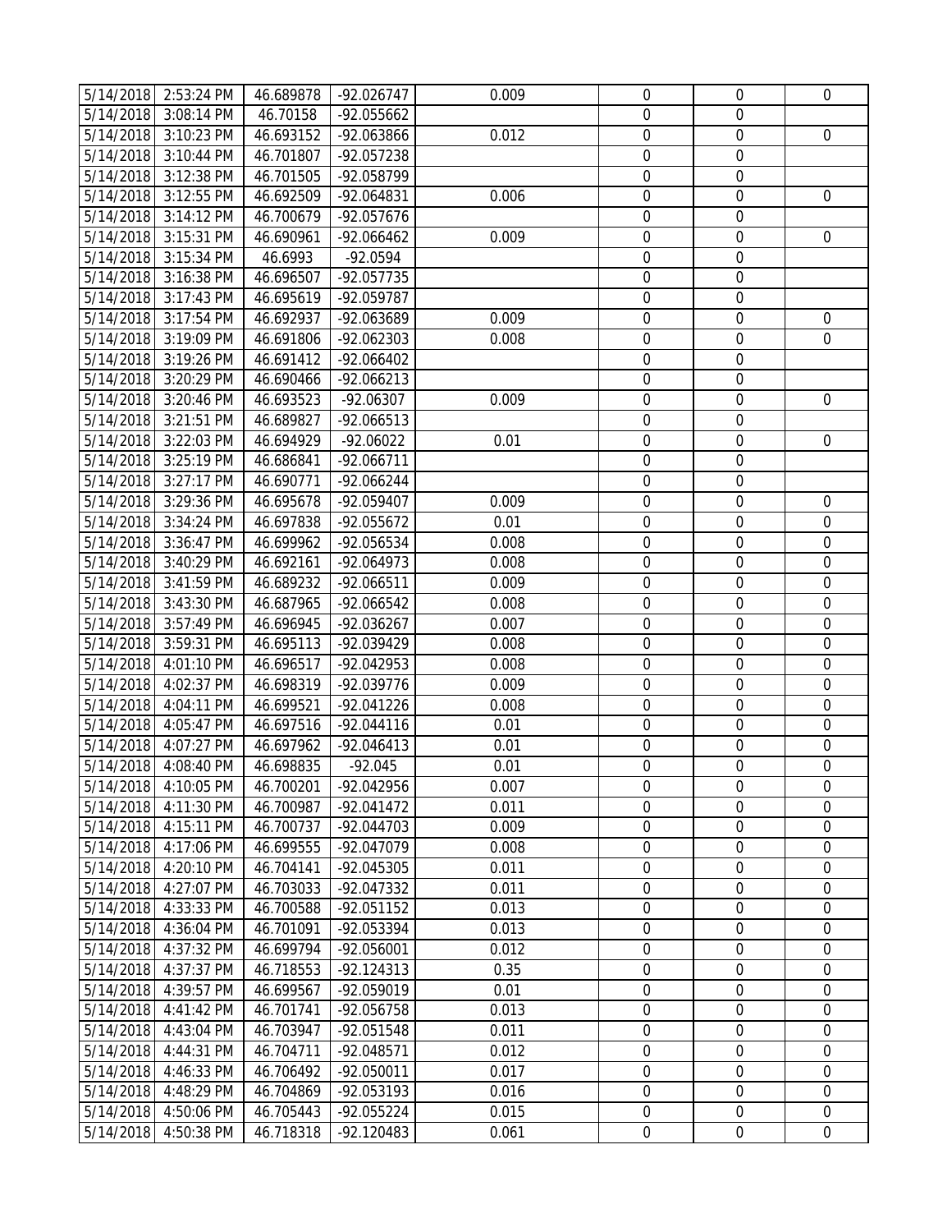| 5/14/2018 | 2:53:24 PM | 46.689878 | -92.026747 | 0.009 | 0 | 0 | 0 |
|---|---|---|---|---|---|---|---|
| 5/14/2018 | 3:08:14 PM | 46.70158 | -92.055662 | | 0 | 0 | |
| 5/14/2018 | 3:10:23 PM | 46.693152 | -92.063866 | 0.012 | 0 | 0 | 0 |
| 5/14/2018 | 3:10:44 PM | 46.701807 | -92.057238 | | 0 | 0 | |
| 5/14/2018 | 3:12:38 PM | 46.701505 | -92.058799 | | 0 | 0 | |
| 5/14/2018 | 3:12:55 PM | 46.692509 | -92.064831 | 0.006 | 0 | 0 | 0 |
| 5/14/2018 | 3:14:12 PM | 46.700679 | -92.057676 | | 0 | 0 | |
| 5/14/2018 | 3:15:31 PM | 46.690961 | -92.066462 | 0.009 | 0 | 0 | 0 |
| 5/14/2018 | 3:15:34 PM | 46.6993 | -92.0594 | | 0 | 0 | |
| 5/14/2018 | 3:16:38 PM | 46.696507 | -92.057735 | | 0 | 0 | |
| 5/14/2018 | 3:17:43 PM | 46.695619 | -92.059787 | | 0 | 0 | |
| 5/14/2018 | 3:17:54 PM | 46.692937 | -92.063689 | 0.009 | 0 | 0 | 0 |
| 5/14/2018 | 3:19:09 PM | 46.691806 | -92.062303 | 0.008 | 0 | 0 | 0 |
| 5/14/2018 | 3:19:26 PM | 46.691412 | -92.066402 | | 0 | 0 | |
| 5/14/2018 | 3:20:29 PM | 46.690466 | -92.066213 | | 0 | 0 | |
| 5/14/2018 | 3:20:46 PM | 46.693523 | -92.06307 | 0.009 | 0 | 0 | 0 |
| 5/14/2018 | 3:21:51 PM | 46.689827 | -92.066513 | | 0 | 0 | |
| 5/14/2018 | 3:22:03 PM | 46.694929 | -92.06022 | 0.01 | 0 | 0 | 0 |
| 5/14/2018 | 3:25:19 PM | 46.686841 | -92.066711 | | 0 | 0 | |
| 5/14/2018 | 3:27:17 PM | 46.690771 | -92.066244 | | 0 | 0 | |
| 5/14/2018 | 3:29:36 PM | 46.695678 | -92.059407 | 0.009 | 0 | 0 | 0 |
| 5/14/2018 | 3:34:24 PM | 46.697838 | -92.055672 | 0.01 | 0 | 0 | 0 |
| 5/14/2018 | 3:36:47 PM | 46.699962 | -92.056534 | 0.008 | 0 | 0 | 0 |
| 5/14/2018 | 3:40:29 PM | 46.692161 | -92.064973 | 0.008 | 0 | 0 | 0 |
| 5/14/2018 | 3:41:59 PM | 46.689232 | -92.066511 | 0.009 | 0 | 0 | 0 |
| 5/14/2018 | 3:43:30 PM | 46.687965 | -92.066542 | 0.008 | 0 | 0 | 0 |
| 5/14/2018 | 3:57:49 PM | 46.696945 | -92.036267 | 0.007 | 0 | 0 | 0 |
| 5/14/2018 | 3:59:31 PM | 46.695113 | -92.039429 | 0.008 | 0 | 0 | 0 |
| 5/14/2018 | 4:01:10 PM | 46.696517 | -92.042953 | 0.008 | 0 | 0 | 0 |
| 5/14/2018 | 4:02:37 PM | 46.698319 | -92.039776 | 0.009 | 0 | 0 | 0 |
| 5/14/2018 | 4:04:11 PM | 46.699521 | -92.041226 | 0.008 | 0 | 0 | 0 |
| 5/14/2018 | 4:05:47 PM | 46.697516 | -92.044116 | 0.01 | 0 | 0 | 0 |
| 5/14/2018 | 4:07:27 PM | 46.697962 | -92.046413 | 0.01 | 0 | 0 | 0 |
| 5/14/2018 | 4:08:40 PM | 46.698835 | -92.045 | 0.01 | 0 | 0 | 0 |
| 5/14/2018 | 4:10:05 PM | 46.700201 | -92.042956 | 0.007 | 0 | 0 | 0 |
| 5/14/2018 | 4:11:30 PM | 46.700987 | -92.041472 | 0.011 | 0 | 0 | 0 |
| 5/14/2018 | 4:15:11 PM | 46.700737 | -92.044703 | 0.009 | 0 | 0 | 0 |
| 5/14/2018 | 4:17:06 PM | 46.699555 | -92.047079 | 0.008 | 0 | 0 | 0 |
| 5/14/2018 | 4:20:10 PM | 46.704141 | -92.045305 | 0.011 | 0 | 0 | 0 |
| 5/14/2018 | 4:27:07 PM | 46.703033 | -92.047332 | 0.011 | 0 | 0 | 0 |
| 5/14/2018 | 4:33:33 PM | 46.700588 | -92.051152 | 0.013 | 0 | 0 | 0 |
| 5/14/2018 | 4:36:04 PM | 46.701091 | -92.053394 | 0.013 | 0 | 0 | 0 |
| 5/14/2018 | 4:37:32 PM | 46.699794 | -92.056001 | 0.012 | 0 | 0 | 0 |
| 5/14/2018 | 4:37:37 PM | 46.718553 | -92.124313 | 0.35 | 0 | 0 | 0 |
| 5/14/2018 | 4:39:57 PM | 46.699567 | -92.059019 | 0.01 | 0 | 0 | 0 |
| 5/14/2018 | 4:41:42 PM | 46.701741 | -92.056758 | 0.013 | 0 | 0 | 0 |
| 5/14/2018 | 4:43:04 PM | 46.703947 | -92.051548 | 0.011 | 0 | 0 | 0 |
| 5/14/2018 | 4:44:31 PM | 46.704711 | -92.048571 | 0.012 | 0 | 0 | 0 |
| 5/14/2018 | 4:46:33 PM | 46.706492 | -92.050011 | 0.017 | 0 | 0 | 0 |
| 5/14/2018 | 4:48:29 PM | 46.704869 | -92.053193 | 0.016 | 0 | 0 | 0 |
| 5/14/2018 | 4:50:06 PM | 46.705443 | -92.055224 | 0.015 | 0 | 0 | 0 |
| 5/14/2018 | 4:50:38 PM | 46.718318 | -92.120483 | 0.061 | 0 | 0 | 0 |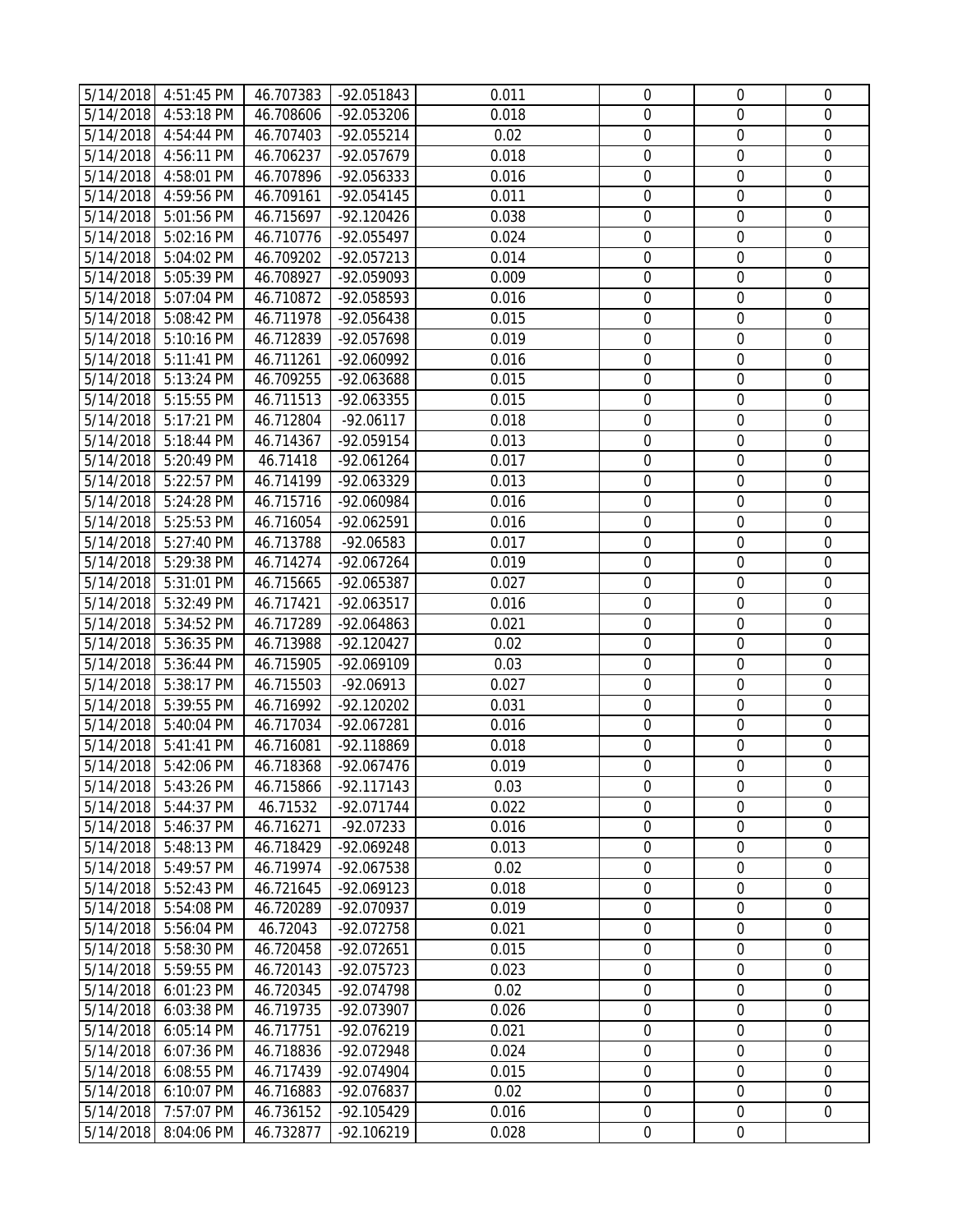| | | | | | | | |
|---|---|---|---|---|---|---|---|
| 5/14/2018 | 4:51:45 PM | 46.707383 | -92.051843 | 0.011 | 0 | 0 | 0 |
| 5/14/2018 | 4:53:18 PM | 46.708606 | -92.053206 | 0.018 | 0 | 0 | 0 |
| 5/14/2018 | 4:54:44 PM | 46.707403 | -92.055214 | 0.02 | 0 | 0 | 0 |
| 5/14/2018 | 4:56:11 PM | 46.706237 | -92.057679 | 0.018 | 0 | 0 | 0 |
| 5/14/2018 | 4:58:01 PM | 46.707896 | -92.056333 | 0.016 | 0 | 0 | 0 |
| 5/14/2018 | 4:59:56 PM | 46.709161 | -92.054145 | 0.011 | 0 | 0 | 0 |
| 5/14/2018 | 5:01:56 PM | 46.715697 | -92.120426 | 0.038 | 0 | 0 | 0 |
| 5/14/2018 | 5:02:16 PM | 46.710776 | -92.055497 | 0.024 | 0 | 0 | 0 |
| 5/14/2018 | 5:04:02 PM | 46.709202 | -92.057213 | 0.014 | 0 | 0 | 0 |
| 5/14/2018 | 5:05:39 PM | 46.708927 | -92.059093 | 0.009 | 0 | 0 | 0 |
| 5/14/2018 | 5:07:04 PM | 46.710872 | -92.058593 | 0.016 | 0 | 0 | 0 |
| 5/14/2018 | 5:08:42 PM | 46.711978 | -92.056438 | 0.015 | 0 | 0 | 0 |
| 5/14/2018 | 5:10:16 PM | 46.712839 | -92.057698 | 0.019 | 0 | 0 | 0 |
| 5/14/2018 | 5:11:41 PM | 46.711261 | -92.060992 | 0.016 | 0 | 0 | 0 |
| 5/14/2018 | 5:13:24 PM | 46.709255 | -92.063688 | 0.015 | 0 | 0 | 0 |
| 5/14/2018 | 5:15:55 PM | 46.711513 | -92.063355 | 0.015 | 0 | 0 | 0 |
| 5/14/2018 | 5:17:21 PM | 46.712804 | -92.06117 | 0.018 | 0 | 0 | 0 |
| 5/14/2018 | 5:18:44 PM | 46.714367 | -92.059154 | 0.013 | 0 | 0 | 0 |
| 5/14/2018 | 5:20:49 PM | 46.71418 | -92.061264 | 0.017 | 0 | 0 | 0 |
| 5/14/2018 | 5:22:57 PM | 46.714199 | -92.063329 | 0.013 | 0 | 0 | 0 |
| 5/14/2018 | 5:24:28 PM | 46.715716 | -92.060984 | 0.016 | 0 | 0 | 0 |
| 5/14/2018 | 5:25:53 PM | 46.716054 | -92.062591 | 0.016 | 0 | 0 | 0 |
| 5/14/2018 | 5:27:40 PM | 46.713788 | -92.06583 | 0.017 | 0 | 0 | 0 |
| 5/14/2018 | 5:29:38 PM | 46.714274 | -92.067264 | 0.019 | 0 | 0 | 0 |
| 5/14/2018 | 5:31:01 PM | 46.715665 | -92.065387 | 0.027 | 0 | 0 | 0 |
| 5/14/2018 | 5:32:49 PM | 46.717421 | -92.063517 | 0.016 | 0 | 0 | 0 |
| 5/14/2018 | 5:34:52 PM | 46.717289 | -92.064863 | 0.021 | 0 | 0 | 0 |
| 5/14/2018 | 5:36:35 PM | 46.713988 | -92.120427 | 0.02 | 0 | 0 | 0 |
| 5/14/2018 | 5:36:44 PM | 46.715905 | -92.069109 | 0.03 | 0 | 0 | 0 |
| 5/14/2018 | 5:38:17 PM | 46.715503 | -92.06913 | 0.027 | 0 | 0 | 0 |
| 5/14/2018 | 5:39:55 PM | 46.716992 | -92.120202 | 0.031 | 0 | 0 | 0 |
| 5/14/2018 | 5:40:04 PM | 46.717034 | -92.067281 | 0.016 | 0 | 0 | 0 |
| 5/14/2018 | 5:41:41 PM | 46.716081 | -92.118869 | 0.018 | 0 | 0 | 0 |
| 5/14/2018 | 5:42:06 PM | 46.718368 | -92.067476 | 0.019 | 0 | 0 | 0 |
| 5/14/2018 | 5:43:26 PM | 46.715866 | -92.117143 | 0.03 | 0 | 0 | 0 |
| 5/14/2018 | 5:44:37 PM | 46.71532 | -92.071744 | 0.022 | 0 | 0 | 0 |
| 5/14/2018 | 5:46:37 PM | 46.716271 | -92.07233 | 0.016 | 0 | 0 | 0 |
| 5/14/2018 | 5:48:13 PM | 46.718429 | -92.069248 | 0.013 | 0 | 0 | 0 |
| 5/14/2018 | 5:49:57 PM | 46.719974 | -92.067538 | 0.02 | 0 | 0 | 0 |
| 5/14/2018 | 5:52:43 PM | 46.721645 | -92.069123 | 0.018 | 0 | 0 | 0 |
| 5/14/2018 | 5:54:08 PM | 46.720289 | -92.070937 | 0.019 | 0 | 0 | 0 |
| 5/14/2018 | 5:56:04 PM | 46.72043 | -92.072758 | 0.021 | 0 | 0 | 0 |
| 5/14/2018 | 5:58:30 PM | 46.720458 | -92.072651 | 0.015 | 0 | 0 | 0 |
| 5/14/2018 | 5:59:55 PM | 46.720143 | -92.075723 | 0.023 | 0 | 0 | 0 |
| 5/14/2018 | 6:01:23 PM | 46.720345 | -92.074798 | 0.02 | 0 | 0 | 0 |
| 5/14/2018 | 6:03:38 PM | 46.719735 | -92.073907 | 0.026 | 0 | 0 | 0 |
| 5/14/2018 | 6:05:14 PM | 46.717751 | -92.076219 | 0.021 | 0 | 0 | 0 |
| 5/14/2018 | 6:07:36 PM | 46.718836 | -92.072948 | 0.024 | 0 | 0 | 0 |
| 5/14/2018 | 6:08:55 PM | 46.717439 | -92.074904 | 0.015 | 0 | 0 | 0 |
| 5/14/2018 | 6:10:07 PM | 46.716883 | -92.076837 | 0.02 | 0 | 0 | 0 |
| 5/14/2018 | 7:57:07 PM | 46.736152 | -92.105429 | 0.016 | 0 | 0 | 0 |
| 5/14/2018 | 8:04:06 PM | 46.732877 | -92.106219 | 0.028 | 0 | 0 | |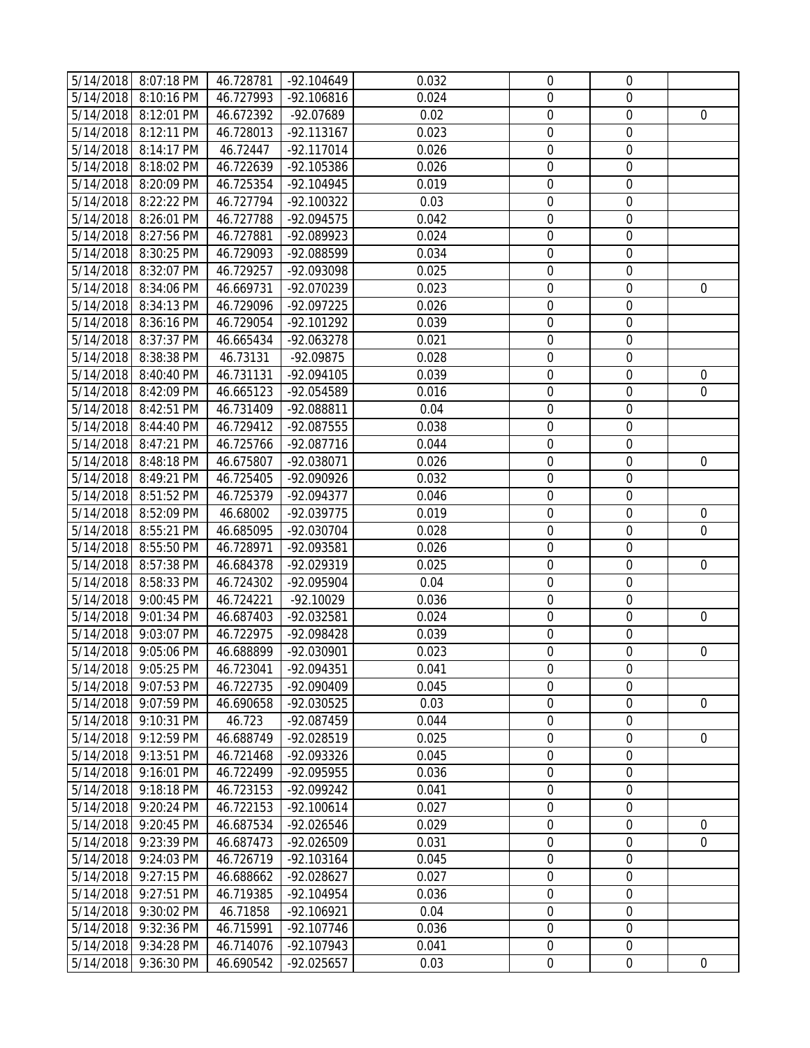| | | | | | | | |
|---|---|---|---|---|---|---|---|
| 5/14/2018 | 8:07:18 PM | 46.728781 | -92.104649 | 0.032 | 0 | 0 | |
| 5/14/2018 | 8:10:16 PM | 46.727993 | -92.106816 | 0.024 | 0 | 0 | |
| 5/14/2018 | 8:12:01 PM | 46.672392 | -92.07689 | 0.02 | 0 | 0 | 0 |
| 5/14/2018 | 8:12:11 PM | 46.728013 | -92.113167 | 0.023 | 0 | 0 | |
| 5/14/2018 | 8:14:17 PM | 46.72447 | -92.117014 | 0.026 | 0 | 0 | |
| 5/14/2018 | 8:18:02 PM | 46.722639 | -92.105386 | 0.026 | 0 | 0 | |
| 5/14/2018 | 8:20:09 PM | 46.725354 | -92.104945 | 0.019 | 0 | 0 | |
| 5/14/2018 | 8:22:22 PM | 46.727794 | -92.100322 | 0.03 | 0 | 0 | |
| 5/14/2018 | 8:26:01 PM | 46.727788 | -92.094575 | 0.042 | 0 | 0 | |
| 5/14/2018 | 8:27:56 PM | 46.727881 | -92.089923 | 0.024 | 0 | 0 | |
| 5/14/2018 | 8:30:25 PM | 46.729093 | -92.088599 | 0.034 | 0 | 0 | |
| 5/14/2018 | 8:32:07 PM | 46.729257 | -92.093098 | 0.025 | 0 | 0 | |
| 5/14/2018 | 8:34:06 PM | 46.669731 | -92.070239 | 0.023 | 0 | 0 | 0 |
| 5/14/2018 | 8:34:13 PM | 46.729096 | -92.097225 | 0.026 | 0 | 0 | |
| 5/14/2018 | 8:36:16 PM | 46.729054 | -92.101292 | 0.039 | 0 | 0 | |
| 5/14/2018 | 8:37:37 PM | 46.665434 | -92.063278 | 0.021 | 0 | 0 | |
| 5/14/2018 | 8:38:38 PM | 46.73131 | -92.09875 | 0.028 | 0 | 0 | |
| 5/14/2018 | 8:40:40 PM | 46.731131 | -92.094105 | 0.039 | 0 | 0 | 0 |
| 5/14/2018 | 8:42:09 PM | 46.665123 | -92.054589 | 0.016 | 0 | 0 | 0 |
| 5/14/2018 | 8:42:51 PM | 46.731409 | -92.088811 | 0.04 | 0 | 0 | |
| 5/14/2018 | 8:44:40 PM | 46.729412 | -92.087555 | 0.038 | 0 | 0 | |
| 5/14/2018 | 8:47:21 PM | 46.725766 | -92.087716 | 0.044 | 0 | 0 | |
| 5/14/2018 | 8:48:18 PM | 46.675807 | -92.038071 | 0.026 | 0 | 0 | 0 |
| 5/14/2018 | 8:49:21 PM | 46.725405 | -92.090926 | 0.032 | 0 | 0 | |
| 5/14/2018 | 8:51:52 PM | 46.725379 | -92.094377 | 0.046 | 0 | 0 | |
| 5/14/2018 | 8:52:09 PM | 46.68002 | -92.039775 | 0.019 | 0 | 0 | 0 |
| 5/14/2018 | 8:55:21 PM | 46.685095 | -92.030704 | 0.028 | 0 | 0 | 0 |
| 5/14/2018 | 8:55:50 PM | 46.728971 | -92.093581 | 0.026 | 0 | 0 | |
| 5/14/2018 | 8:57:38 PM | 46.684378 | -92.029319 | 0.025 | 0 | 0 | 0 |
| 5/14/2018 | 8:58:33 PM | 46.724302 | -92.095904 | 0.04 | 0 | 0 | |
| 5/14/2018 | 9:00:45 PM | 46.724221 | -92.10029 | 0.036 | 0 | 0 | |
| 5/14/2018 | 9:01:34 PM | 46.687403 | -92.032581 | 0.024 | 0 | 0 | 0 |
| 5/14/2018 | 9:03:07 PM | 46.722975 | -92.098428 | 0.039 | 0 | 0 | |
| 5/14/2018 | 9:05:06 PM | 46.688899 | -92.030901 | 0.023 | 0 | 0 | 0 |
| 5/14/2018 | 9:05:25 PM | 46.723041 | -92.094351 | 0.041 | 0 | 0 | |
| 5/14/2018 | 9:07:53 PM | 46.722735 | -92.090409 | 0.045 | 0 | 0 | |
| 5/14/2018 | 9:07:59 PM | 46.690658 | -92.030525 | 0.03 | 0 | 0 | 0 |
| 5/14/2018 | 9:10:31 PM | 46.723 | -92.087459 | 0.044 | 0 | 0 | |
| 5/14/2018 | 9:12:59 PM | 46.688749 | -92.028519 | 0.025 | 0 | 0 | 0 |
| 5/14/2018 | 9:13:51 PM | 46.721468 | -92.093326 | 0.045 | 0 | 0 | |
| 5/14/2018 | 9:16:01 PM | 46.722499 | -92.095955 | 0.036 | 0 | 0 | |
| 5/14/2018 | 9:18:18 PM | 46.723153 | -92.099242 | 0.041 | 0 | 0 | |
| 5/14/2018 | 9:20:24 PM | 46.722153 | -92.100614 | 0.027 | 0 | 0 | |
| 5/14/2018 | 9:20:45 PM | 46.687534 | -92.026546 | 0.029 | 0 | 0 | 0 |
| 5/14/2018 | 9:23:39 PM | 46.687473 | -92.026509 | 0.031 | 0 | 0 | 0 |
| 5/14/2018 | 9:24:03 PM | 46.726719 | -92.103164 | 0.045 | 0 | 0 | |
| 5/14/2018 | 9:27:15 PM | 46.688662 | -92.028627 | 0.027 | 0 | 0 | |
| 5/14/2018 | 9:27:51 PM | 46.719385 | -92.104954 | 0.036 | 0 | 0 | |
| 5/14/2018 | 9:30:02 PM | 46.71858 | -92.106921 | 0.04 | 0 | 0 | |
| 5/14/2018 | 9:32:36 PM | 46.715991 | -92.107746 | 0.036 | 0 | 0 | |
| 5/14/2018 | 9:34:28 PM | 46.714076 | -92.107943 | 0.041 | 0 | 0 | |
| 5/14/2018 | 9:36:30 PM | 46.690542 | -92.025657 | 0.03 | 0 | 0 | 0 |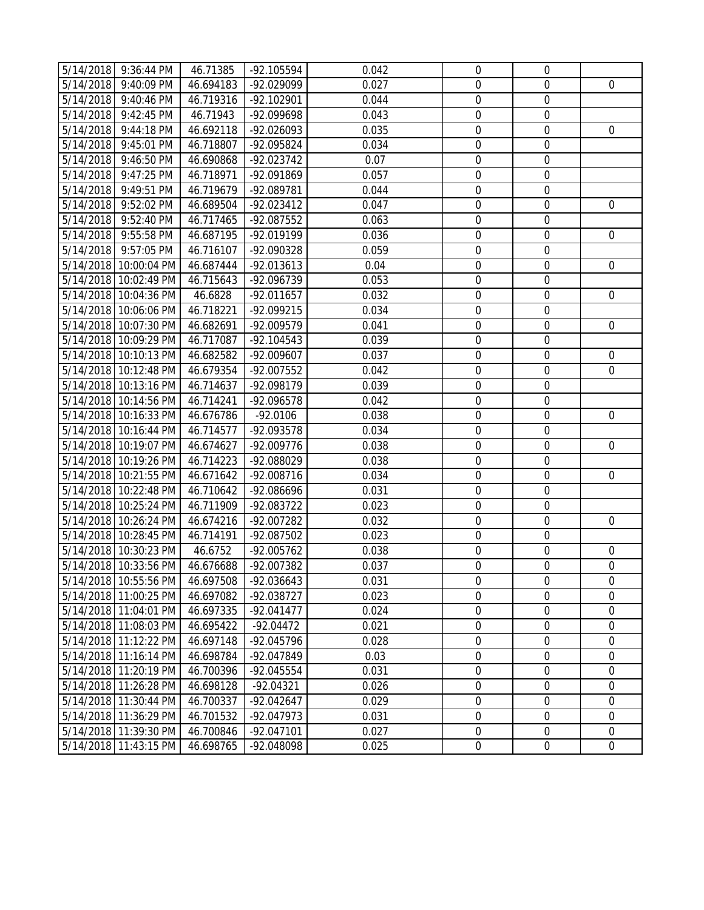| | | | | | | | |
|---|---|---|---|---|---|---|---|
| 5/14/2018 | 9:36:44 PM | 46.71385 | -92.105594 | 0.042 | 0 | 0 | |
| 5/14/2018 | 9:40:09 PM | 46.694183 | -92.029099 | 0.027 | 0 | 0 | 0 |
| 5/14/2018 | 9:40:46 PM | 46.719316 | -92.102901 | 0.044 | 0 | 0 | |
| 5/14/2018 | 9:42:45 PM | 46.71943 | -92.099698 | 0.043 | 0 | 0 | |
| 5/14/2018 | 9:44:18 PM | 46.692118 | -92.026093 | 0.035 | 0 | 0 | 0 |
| 5/14/2018 | 9:45:01 PM | 46.718807 | -92.095824 | 0.034 | 0 | 0 | |
| 5/14/2018 | 9:46:50 PM | 46.690868 | -92.023742 | 0.07 | 0 | 0 | |
| 5/14/2018 | 9:47:25 PM | 46.718971 | -92.091869 | 0.057 | 0 | 0 | |
| 5/14/2018 | 9:49:51 PM | 46.719679 | -92.089781 | 0.044 | 0 | 0 | |
| 5/14/2018 | 9:52:02 PM | 46.689504 | -92.023412 | 0.047 | 0 | 0 | 0 |
| 5/14/2018 | 9:52:40 PM | 46.717465 | -92.087552 | 0.063 | 0 | 0 | |
| 5/14/2018 | 9:55:58 PM | 46.687195 | -92.019199 | 0.036 | 0 | 0 | 0 |
| 5/14/2018 | 9:57:05 PM | 46.716107 | -92.090328 | 0.059 | 0 | 0 | |
| 5/14/2018 | 10:00:04 PM | 46.687444 | -92.013613 | 0.04 | 0 | 0 | 0 |
| 5/14/2018 | 10:02:49 PM | 46.715643 | -92.096739 | 0.053 | 0 | 0 | |
| 5/14/2018 | 10:04:36 PM | 46.6828 | -92.011657 | 0.032 | 0 | 0 | 0 |
| 5/14/2018 | 10:06:06 PM | 46.718221 | -92.099215 | 0.034 | 0 | 0 | |
| 5/14/2018 | 10:07:30 PM | 46.682691 | -92.009579 | 0.041 | 0 | 0 | 0 |
| 5/14/2018 | 10:09:29 PM | 46.717087 | -92.104543 | 0.039 | 0 | 0 | |
| 5/14/2018 | 10:10:13 PM | 46.682582 | -92.009607 | 0.037 | 0 | 0 | 0 |
| 5/14/2018 | 10:12:48 PM | 46.679354 | -92.007552 | 0.042 | 0 | 0 | 0 |
| 5/14/2018 | 10:13:16 PM | 46.714637 | -92.098179 | 0.039 | 0 | 0 | |
| 5/14/2018 | 10:14:56 PM | 46.714241 | -92.096578 | 0.042 | 0 | 0 | |
| 5/14/2018 | 10:16:33 PM | 46.676786 | -92.0106 | 0.038 | 0 | 0 | 0 |
| 5/14/2018 | 10:16:44 PM | 46.714577 | -92.093578 | 0.034 | 0 | 0 | |
| 5/14/2018 | 10:19:07 PM | 46.674627 | -92.009776 | 0.038 | 0 | 0 | 0 |
| 5/14/2018 | 10:19:26 PM | 46.714223 | -92.088029 | 0.038 | 0 | 0 | |
| 5/14/2018 | 10:21:55 PM | 46.671642 | -92.008716 | 0.034 | 0 | 0 | 0 |
| 5/14/2018 | 10:22:48 PM | 46.710642 | -92.086696 | 0.031 | 0 | 0 | |
| 5/14/2018 | 10:25:24 PM | 46.711909 | -92.083722 | 0.023 | 0 | 0 | |
| 5/14/2018 | 10:26:24 PM | 46.674216 | -92.007282 | 0.032 | 0 | 0 | 0 |
| 5/14/2018 | 10:28:45 PM | 46.714191 | -92.087502 | 0.023 | 0 | 0 | |
| 5/14/2018 | 10:30:23 PM | 46.6752 | -92.005762 | 0.038 | 0 | 0 | 0 |
| 5/14/2018 | 10:33:56 PM | 46.676688 | -92.007382 | 0.037 | 0 | 0 | 0 |
| 5/14/2018 | 10:55:56 PM | 46.697508 | -92.036643 | 0.031 | 0 | 0 | 0 |
| 5/14/2018 | 11:00:25 PM | 46.697082 | -92.038727 | 0.023 | 0 | 0 | 0 |
| 5/14/2018 | 11:04:01 PM | 46.697335 | -92.041477 | 0.024 | 0 | 0 | 0 |
| 5/14/2018 | 11:08:03 PM | 46.695422 | -92.04472 | 0.021 | 0 | 0 | 0 |
| 5/14/2018 | 11:12:22 PM | 46.697148 | -92.045796 | 0.028 | 0 | 0 | 0 |
| 5/14/2018 | 11:16:14 PM | 46.698784 | -92.047849 | 0.03 | 0 | 0 | 0 |
| 5/14/2018 | 11:20:19 PM | 46.700396 | -92.045554 | 0.031 | 0 | 0 | 0 |
| 5/14/2018 | 11:26:28 PM | 46.698128 | -92.04321 | 0.026 | 0 | 0 | 0 |
| 5/14/2018 | 11:30:44 PM | 46.700337 | -92.042647 | 0.029 | 0 | 0 | 0 |
| 5/14/2018 | 11:36:29 PM | 46.701532 | -92.047973 | 0.031 | 0 | 0 | 0 |
| 5/14/2018 | 11:39:30 PM | 46.700846 | -92.047101 | 0.027 | 0 | 0 | 0 |
| 5/14/2018 | 11:43:15 PM | 46.698765 | -92.048098 | 0.025 | 0 | 0 | 0 |